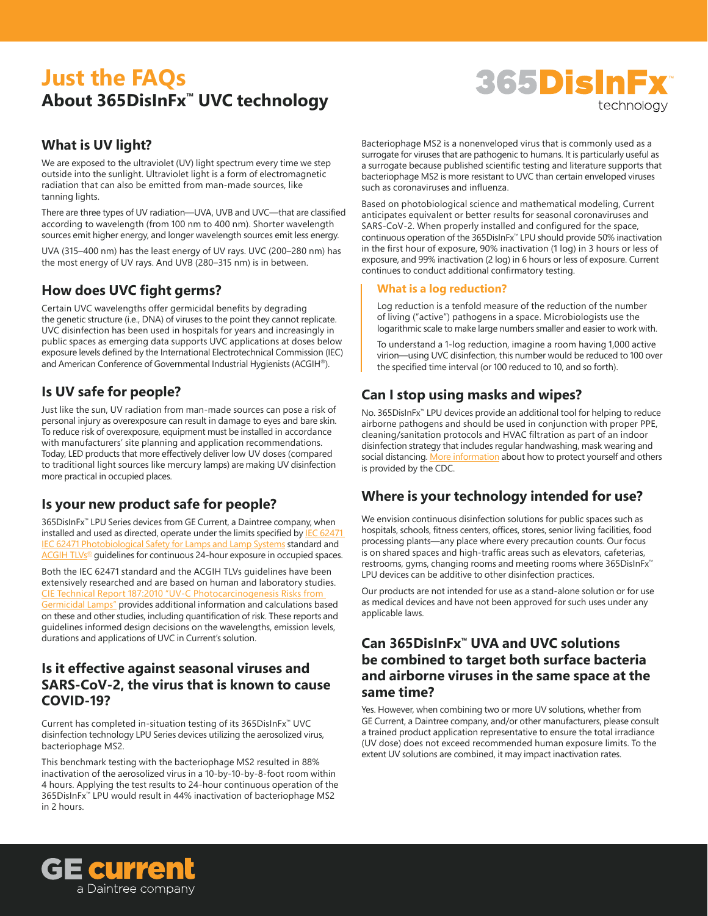# Just the FAQs

## About 365DisInFx™ UVC technology

365DisInFx™ technology

### What is UV light?

We are exposed to the ultraviolet (UV) light spectrum every time we step outside into the sunlight. Ultraviolet light is a form of electromagnetic radiation that can also be emitted from man-made sources, like tanning lights.

There are three types of UV radiation—UVA, UVB and UVC—that are classified according to wavelength (from 100 nm to 400 nm). Shorter wavelength sources emit higher energy, and longer wavelength sources emit less energy.

UVA (315–400 nm) has the least energy of UV rays. UVC (200–280 nm) has the most energy of UV rays. And UVB (280–315 nm) is in between.

### How does UVC fight germs?

Certain UVC wavelengths offer germicidal benefits by degrading the genetic structure (i.e., DNA) of viruses to the point they cannot replicate. UVC disinfection has been used in hospitals for years and increasingly in public spaces as emerging data supports UVC applications at doses below exposure levels defined by the International Electrotechnical Commission (IEC) and American Conference of Governmental Industrial Hygienists (ACGIH®).

### Is UV safe for people?

Just like the sun, UV radiation from man-made sources can pose a risk of personal injury as overexposure can result in damage to eyes and bare skin. To reduce risk of overexposure, equipment must be installed in accordance with manufacturers' site planning and application recommendations. Today, LED products that more effectively deliver low UV doses (compared to traditional light sources like mercury lamps) are making UV disinfection more practical in occupied places.

### Is your new product safe for people?

365DisInFx™ LPU Series devices from GE Current, a Daintree company, when installed and used as directed, operate under the limits specified by IEC 62471 IEC 62471 Photobiological Safety for Lamps and Lamp Systems standard and ACGIH TLVs® guidelines for continuous 24-hour exposure in occupied spaces.

Both the IEC 62471 standard and the ACGIH TLVs guidelines have been extensively researched and are based on human and laboratory studies. CIE Technical Report 187:2010 "UV-C Photocarcinogenesis Risks from Germicidal Lamps" provides additional information and calculations based on these and other studies, including quantification of risk. These reports and guidelines informed design decisions on the wavelengths, emission levels, durations and applications of UVC in Current's solution.

### Is it effective against seasonal viruses and SARS-CoV-2, the virus that is known to cause COVID-19?

Current has completed in-situation testing of its 365DisInFx™ UVC disinfection technology LPU Series devices utilizing the aerosolized virus, bacteriophage MS2.

This benchmark testing with the bacteriophage MS2 resulted in 88% inactivation of the aerosolized virus in a 10-by-10-by-8-foot room within 4 hours. Applying the test results to 24-hour continuous operation of the 365DisInFx™ LPU would result in 44% inactivation of bacteriophage MS2 in 2 hours.

Bacteriophage MS2 is a nonenveloped virus that is commonly used as a surrogate for viruses that are pathogenic to humans. It is particularly useful as a surrogate because published scientific testing and literature supports that bacteriophage MS2 is more resistant to UVC than certain enveloped viruses such as coronaviruses and influenza.

Based on photobiological science and mathematical modeling, Current anticipates equivalent or better results for seasonal coronaviruses and SARS-CoV-2. When properly installed and configured for the space, continuous operation of the 365DisInFx™ LPU should provide 50% inactivation in the first hour of exposure, 90% inactivation (1 log) in 3 hours or less of exposure, and 99% inactivation (2 log) in 6 hours or less of exposure. Current continues to conduct additional confirmatory testing.

#### What is a log reduction?

Log reduction is a tenfold measure of the reduction of the number of living ("active") pathogens in a space. Microbiologists use the logarithmic scale to make large numbers smaller and easier to work with.

To understand a 1-log reduction, imagine a room having 1,000 active virion—using UVC disinfection, this number would be reduced to 100 over the specified time interval (or 100 reduced to 10, and so forth).

### Can I stop using masks and wipes?

No. 365DisInFx™ LPU devices provide an additional tool for helping to reduce airborne pathogens and should be used in conjunction with proper PPE, cleaning/sanitation protocols and HVAC filtration as part of an indoor disinfection strategy that includes regular handwashing, mask wearing and social distancing. More information about how to protect yourself and others is provided by the CDC.

### Where is your technology intended for use?

We envision continuous disinfection solutions for public spaces such as hospitals, schools, fitness centers, offices, stores, senior living facilities, food processing plants—any place where every precaution counts. Our focus is on shared spaces and high-traffic areas such as elevators, cafeterias, restrooms, gyms, changing rooms and meeting rooms where 365DisInFx™ LPU devices can be additive to other disinfection practices.

Our products are not intended for use as a stand-alone solution or for use as medical devices and have not been approved for such uses under any applicable laws.

### Can 365DisInFx™ UVA and UVC solutions be combined to target both surface bacteria and airborne viruses in the same space at the same time?

Yes. However, when combining two or more UV solutions, whether from GE Current, a Daintree company, and/or other manufacturers, please consult a trained product application representative to ensure the total irradiance (UV dose) does not exceed recommended human exposure limits. To the extent UV solutions are combined, it may impact inactivation rates.

GE current
a Daintree company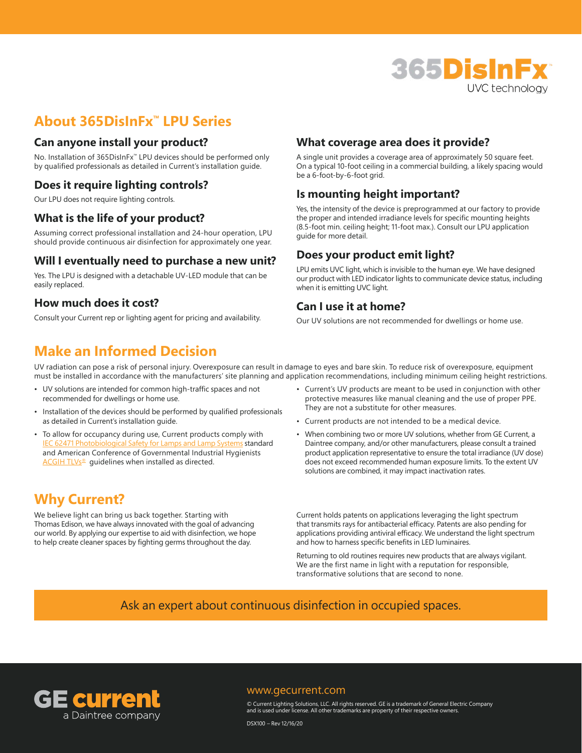365DisInFx™
UVC technology

## About 365DisInFx™ LPU Series

### Can anyone install your product?

No. Installation of 365DisInFx™ LPU devices should be performed only by qualified professionals as detailed in Current's installation guide.

### Does it require lighting controls?

Our LPU does not require lighting controls.

### What is the life of your product?

Assuming correct professional installation and 24-hour operation, LPU should provide continuous air disinfection for approximately one year.

### Will I eventually need to purchase a new unit?

Yes. The LPU is designed with a detachable UV-LED module that can be easily replaced.

### How much does it cost?

Consult your Current rep or lighting agent for pricing and availability.

### What coverage area does it provide?

A single unit provides a coverage area of approximately 50 square feet. On a typical 10-foot ceiling in a commercial building, a likely spacing would be a 6-foot-by-6-foot grid.

### Is mounting height important?

Yes, the intensity of the device is preprogrammed at our factory to provide the proper and intended irradiance levels for specific mounting heights (8.5-foot min. ceiling height; 11-foot max.). Consult our LPU application guide for more detail.

### Does your product emit light?

LPU emits UVC light, which is invisible to the human eye. We have designed our product with LED indicator lights to communicate device status, including when it is emitting UVC light.

### Can I use it at home?

Our UV solutions are not recommended for dwellings or home use.

## Make an Informed Decision

UV radiation can pose a risk of personal injury. Overexposure can result in damage to eyes and bare skin. To reduce risk of overexposure, equipment must be installed in accordance with the manufacturers' site planning and application recommendations, including minimum ceiling height restrictions.

- UV solutions are intended for common high-traffic spaces and not recommended for dwellings or home use.
- Installation of the devices should be performed by qualified professionals as detailed in Current's installation guide.
- To allow for occupancy during use, Current products comply with IEC 62471 Photobiological Safety for Lamps and Lamp Systems standard and American Conference of Governmental Industrial Hygienists ACGIH TLVs® guidelines when installed as directed.
- Current's UV products are meant to be used in conjunction with other protective measures like manual cleaning and the use of proper PPE. They are not a substitute for other measures.
- Current products are not intended to be a medical device.
- When combining two or more UV solutions, whether from GE Current, a Daintree company, and/or other manufacturers, please consult a trained product application representative to ensure the total irradiance (UV dose) does not exceed recommended human exposure limits. To the extent UV solutions are combined, it may impact inactivation rates.

## Why Current?

We believe light can bring us back together. Starting with Thomas Edison, we have always innovated with the goal of advancing our world. By applying our expertise to aid with disinfection, we hope to help create cleaner spaces by fighting germs throughout the day.

Current holds patents on applications leveraging the light spectrum that transmits rays for antibacterial efficacy. Patents are also pending for applications providing antiviral efficacy. We understand the light spectrum and how to harness specific benefits in LED luminaires.

Returning to old routines requires new products that are always vigilant. We are the first name in light with a reputation for responsible, transformative solutions that are second to none.

Ask an expert about continuous disinfection in occupied spaces.

GE current
a Daintree company

www.gecurrent.com

© Current Lighting Solutions, LLC. All rights reserved. GE is a trademark of General Electric Company and is used under license. All other trademarks are property of their respective owners.

DSX100 – Rev 12/16/20